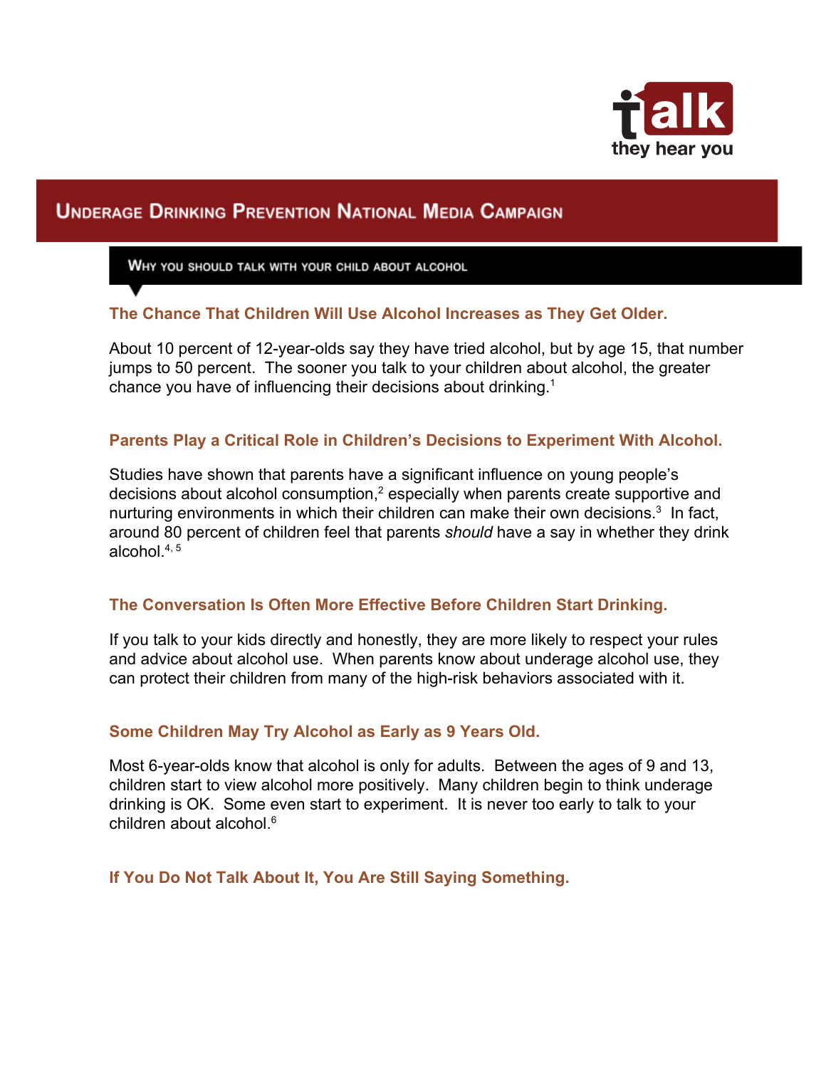talk
they hear you

# Underage Drinking Prevention National Media Campaign

## Why you should talk with your child about alcohol

### The Chance That Children Will Use Alcohol Increases as They Get Older.

About 10 percent of 12-year-olds say they have tried alcohol, but by age 15, that number jumps to 50 percent. The sooner you talk to your children about alcohol, the greater chance you have of influencing their decisions about drinking.[1]

### Parents Play a Critical Role in Children's Decisions to Experiment With Alcohol.

Studies have shown that parents have a significant influence on young people's decisions about alcohol consumption,[2] especially when parents create supportive and nurturing environments in which their children can make their own decisions.[3] In fact, around 80 percent of children feel that parents *should* have a say in whether they drink alcohol.[4, 5]

### The Conversation Is Often More Effective Before Children Start Drinking.

If you talk to your kids directly and honestly, they are more likely to respect your rules and advice about alcohol use. When parents know about underage alcohol use, they can protect their children from many of the high-risk behaviors associated with it.

### Some Children May Try Alcohol as Early as 9 Years Old.

Most 6-year-olds know that alcohol is only for adults. Between the ages of 9 and 13, children start to view alcohol more positively. Many children begin to think underage drinking is OK. Some even start to experiment. It is never too early to talk to your children about alcohol.[6]

### If You Do Not Talk About It, You Are Still Saying Something.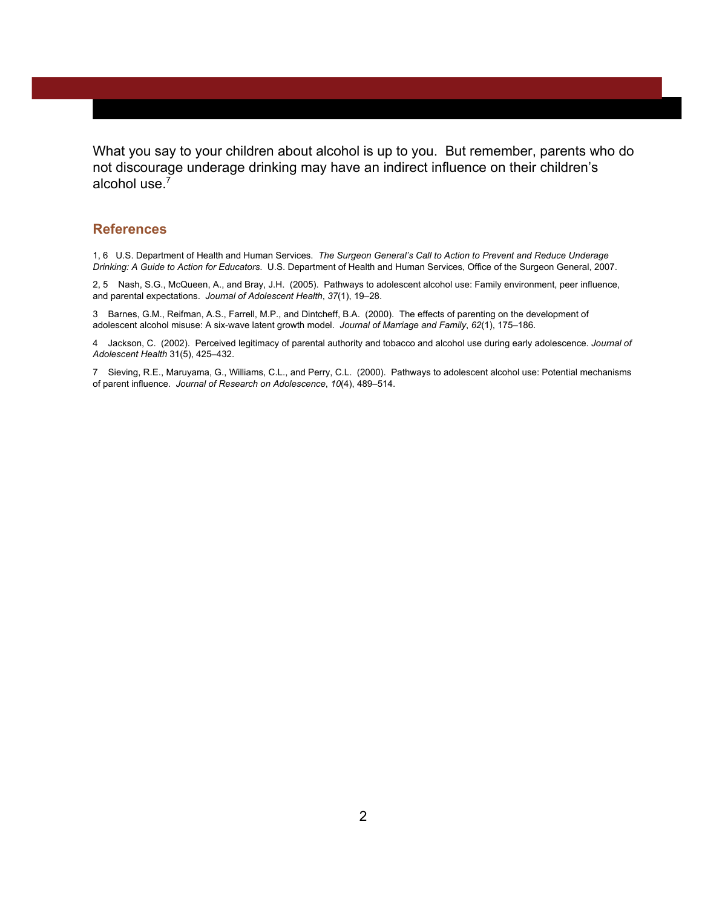What you say to your children about alcohol is up to you. But remember, parents who do not discourage underage drinking may have an indirect influence on their children's alcohol use.[7]

## References

1, 6 U.S. Department of Health and Human Services. *The Surgeon General's Call to Action to Prevent and Reduce Underage Drinking: A Guide to Action for Educators*. U.S. Department of Health and Human Services, Office of the Surgeon General, 2007.

2, 5 Nash, S.G., McQueen, A., and Bray, J.H. (2005). Pathways to adolescent alcohol use: Family environment, peer influence, and parental expectations. *Journal of Adolescent Health*, *37*(1), 19–28.

3 Barnes, G.M., Reifman, A.S., Farrell, M.P., and Dintcheff, B.A. (2000). The effects of parenting on the development of adolescent alcohol misuse: A six-wave latent growth model. *Journal of Marriage and Family*, *62*(1), 175–186.

4 Jackson, C. (2002). Perceived legitimacy of parental authority and tobacco and alcohol use during early adolescence. *Journal of Adolescent Health* 31(5), 425–432.

7 Sieving, R.E., Maruyama, G., Williams, C.L., and Perry, C.L. (2000). Pathways to adolescent alcohol use: Potential mechanisms of parent influence. *Journal of Research on Adolescence*, *10*(4), 489–514.